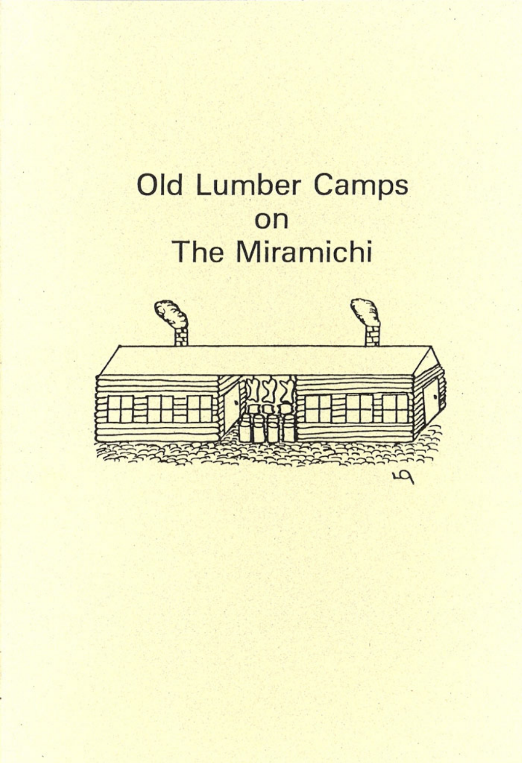# Old Lumber Camps on The Miramichi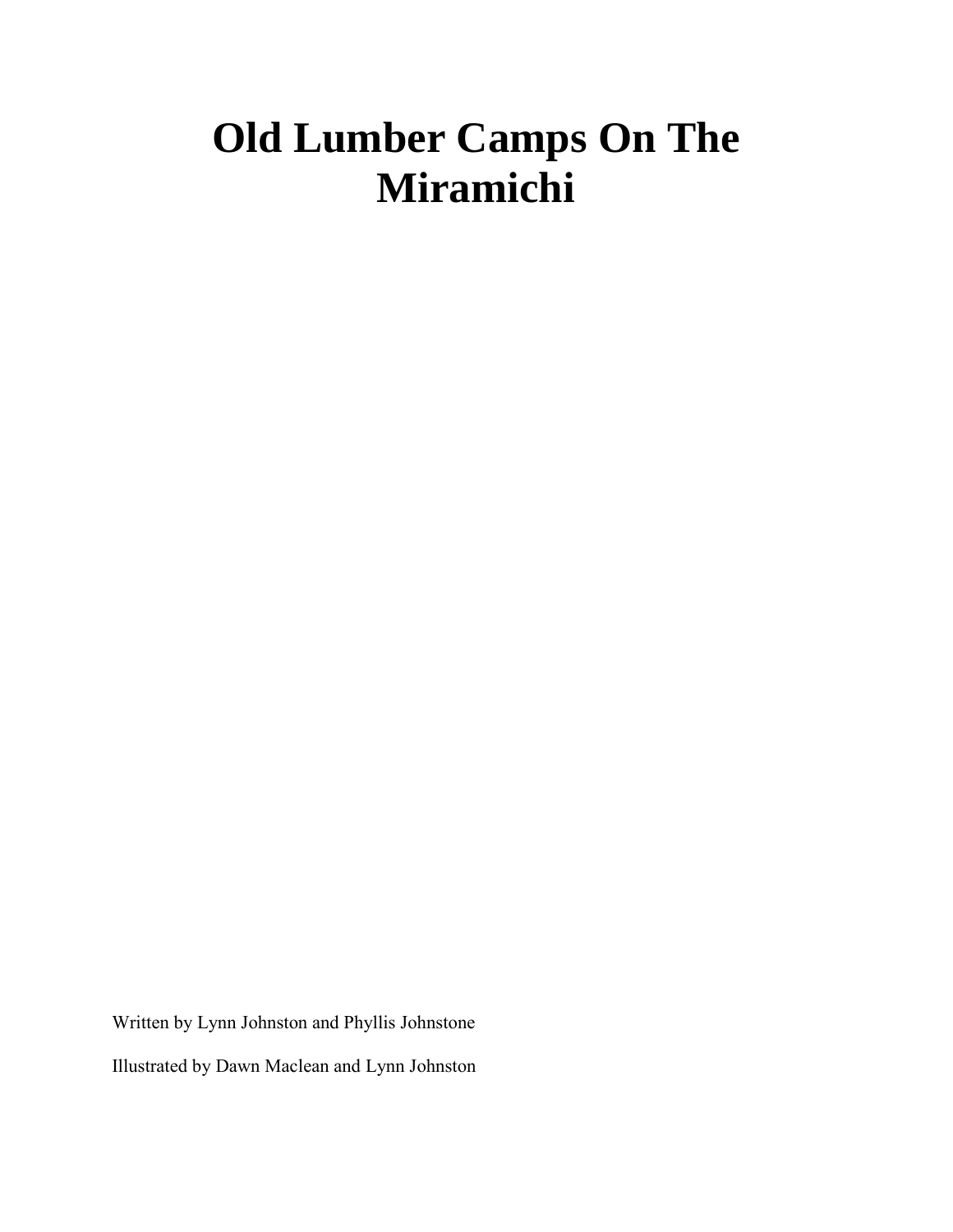# Old Lumber Camps On The Miramichi

Written by Lynn Johnston and Phyllis Johnstone

Illustrated by Dawn Maclean and Lynn Johnston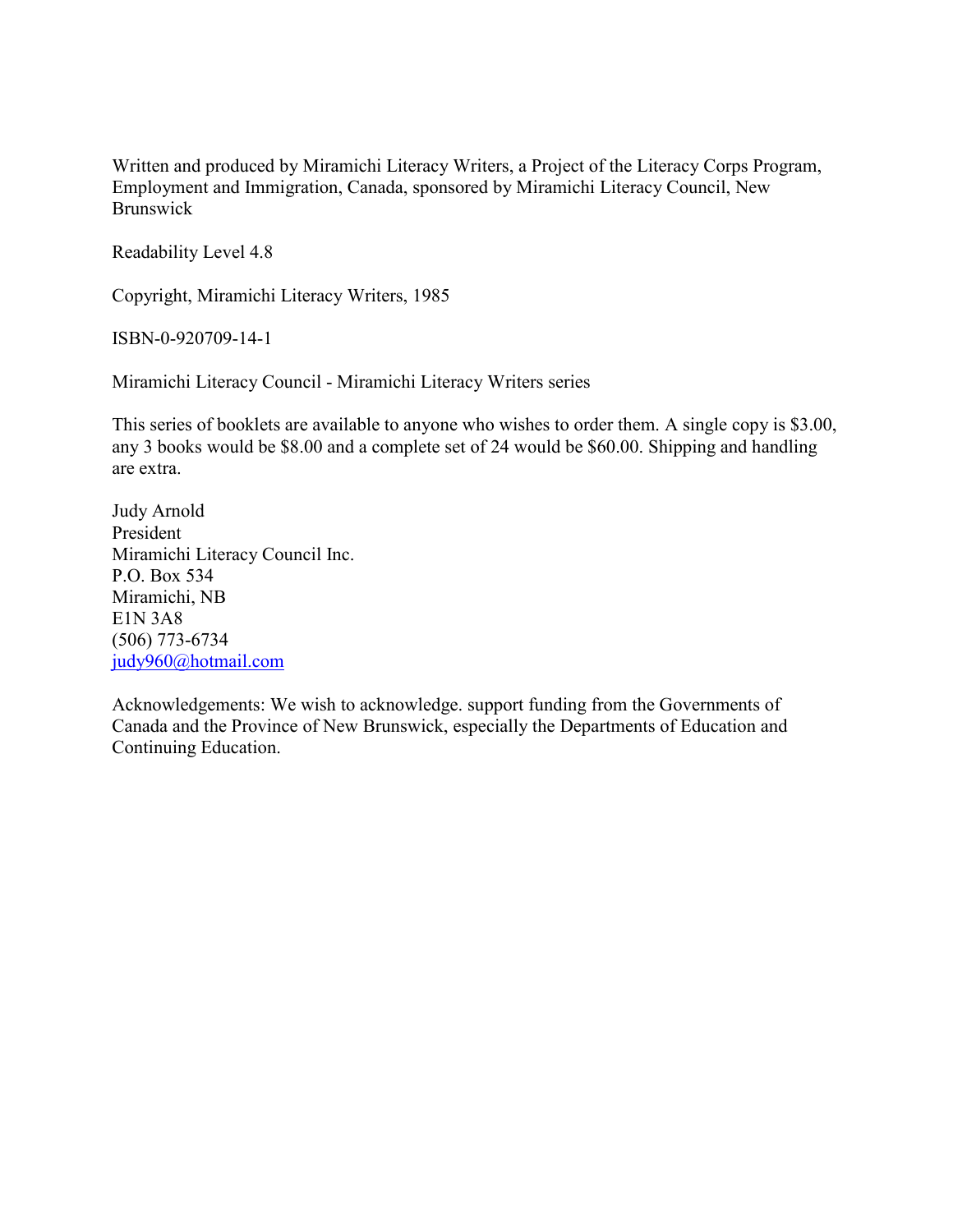Written and produced by Miramichi Literacy Writers, a Project of the Literacy Corps Program, Employment and Immigration, Canada, sponsored by Miramichi Literacy Council, New Brunswick

Readability Level 4.8

Copyright, Miramichi Literacy Writers, 1985

ISBN-0-920709-14-1

Miramichi Literacy Council - Miramichi Literacy Writers series

This series of booklets are available to anyone who wishes to order them. A single copy is $3.00, any 3 books would be $8.00 and a complete set of 24 would be $60.00. Shipping and handling are extra.

Judy Arnold  
President  
Miramichi Literacy Council Inc.  
P.O. Box 534  
Miramichi, NB  
E1N 3A8  
(506) 773-6734  
judy960@hotmail.com

Acknowledgements: We wish to acknowledge. support funding from the Governments of Canada and the Province of New Brunswick, especially the Departments of Education and Continuing Education.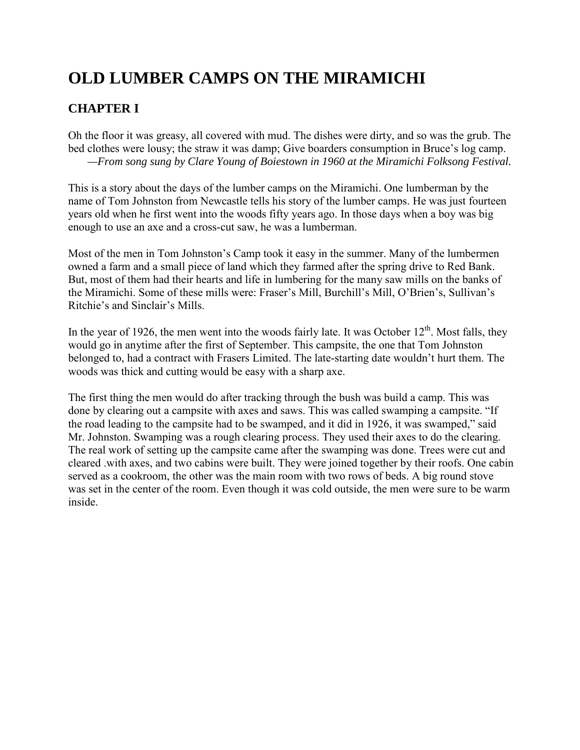# OLD LUMBER CAMPS ON THE MIRAMICHI

## CHAPTER I

Oh the floor it was greasy, all covered with mud. The dishes were dirty, and so was the grub. The bed clothes were lousy; the straw it was damp; Give boarders consumption in Bruce's log camp.
*—From song sung by Clare Young of Boiestown in 1960 at the Miramichi Folksong Festival.*

This is a story about the days of the lumber camps on the Miramichi. One lumberman by the name of Tom Johnston from Newcastle tells his story of the lumber camps. He was just fourteen years old when he first went into the woods fifty years ago. In those days when a boy was big enough to use an axe and a cross-cut saw, he was a lumberman.

Most of the men in Tom Johnston's Camp took it easy in the summer. Many of the lumbermen owned a farm and a small piece of land which they farmed after the spring drive to Red Bank. But, most of them had their hearts and life in lumbering for the many saw mills on the banks of the Miramichi. Some of these mills were: Fraser's Mill, Burchill's Mill, O'Brien's, Sullivan's Ritchie's and Sinclair's Mills.

In the year of 1926, the men went into the woods fairly late. It was October 12th. Most falls, they would go in anytime after the first of September. This campsite, the one that Tom Johnston belonged to, had a contract with Frasers Limited. The late-starting date wouldn't hurt them. The woods was thick and cutting would be easy with a sharp axe.

The first thing the men would do after tracking through the bush was build a camp. This was done by clearing out a campsite with axes and saws. This was called swamping a campsite. "If the road leading to the campsite had to be swamped, and it did in 1926, it was swamped," said Mr. Johnston. Swamping was a rough clearing process. They used their axes to do the clearing. The real work of setting up the campsite came after the swamping was done. Trees were cut and cleared .with axes, and two cabins were built. They were joined together by their roofs. One cabin served as a cookroom, the other was the main room with two rows of beds. A big round stove was set in the center of the room. Even though it was cold outside, the men were sure to be warm inside.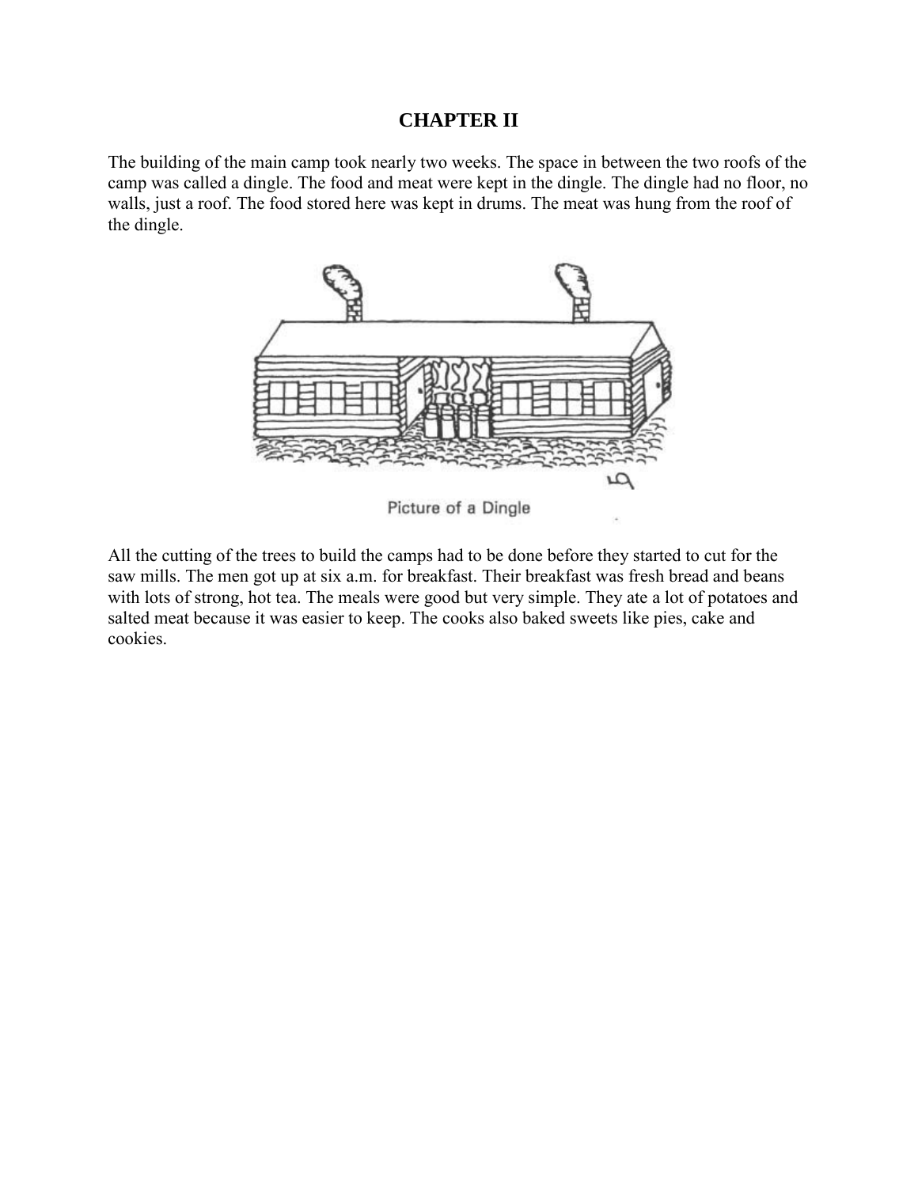## CHAPTER II

The building of the main camp took nearly two weeks. The space in between the two roofs of the camp was called a dingle. The food and meat were kept in the dingle. The dingle had no floor, no walls, just a roof. The food stored here was kept in drums. The meat was hung from the roof of the dingle.

Picture of a Dingle

All the cutting of the trees to build the camps had to be done before they started to cut for the saw mills. The men got up at six a.m. for breakfast. Their breakfast was fresh bread and beans with lots of strong, hot tea. The meals were good but very simple. They ate a lot of potatoes and salted meat because it was easier to keep. The cooks also baked sweets like pies, cake and cookies.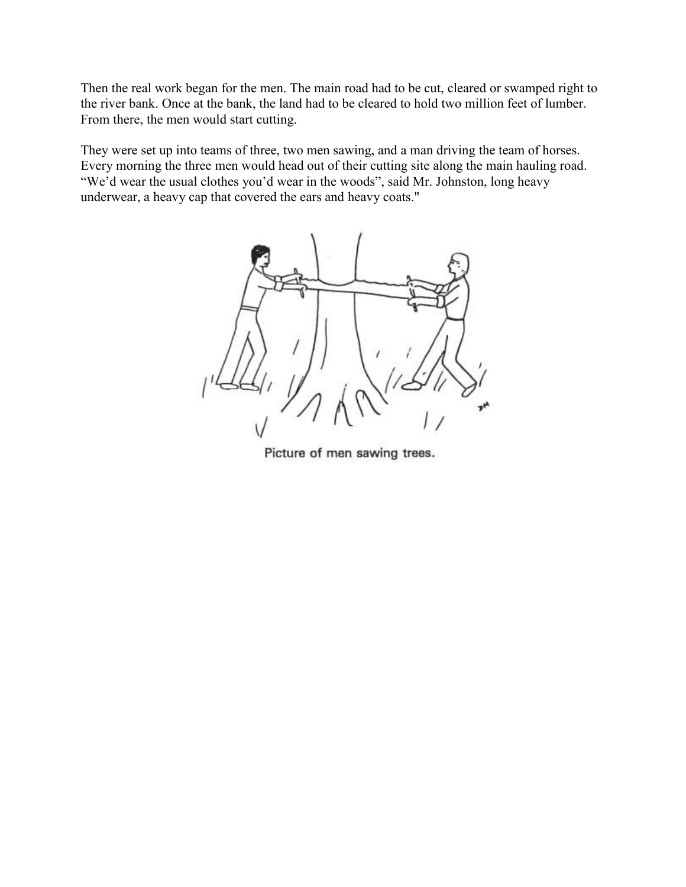Then the real work began for the men. The main road had to be cut, cleared or swamped right to the river bank. Once at the bank, the land had to be cleared to hold two million feet of lumber. From there, the men would start cutting.

They were set up into teams of three, two men sawing, and a man driving the team of horses. Every morning the three men would head out of their cutting site along the main hauling road. "We'd wear the usual clothes you'd wear in the woods", said Mr. Johnston, long heavy underwear, a heavy cap that covered the ears and heavy coats."

Picture of men sawing trees.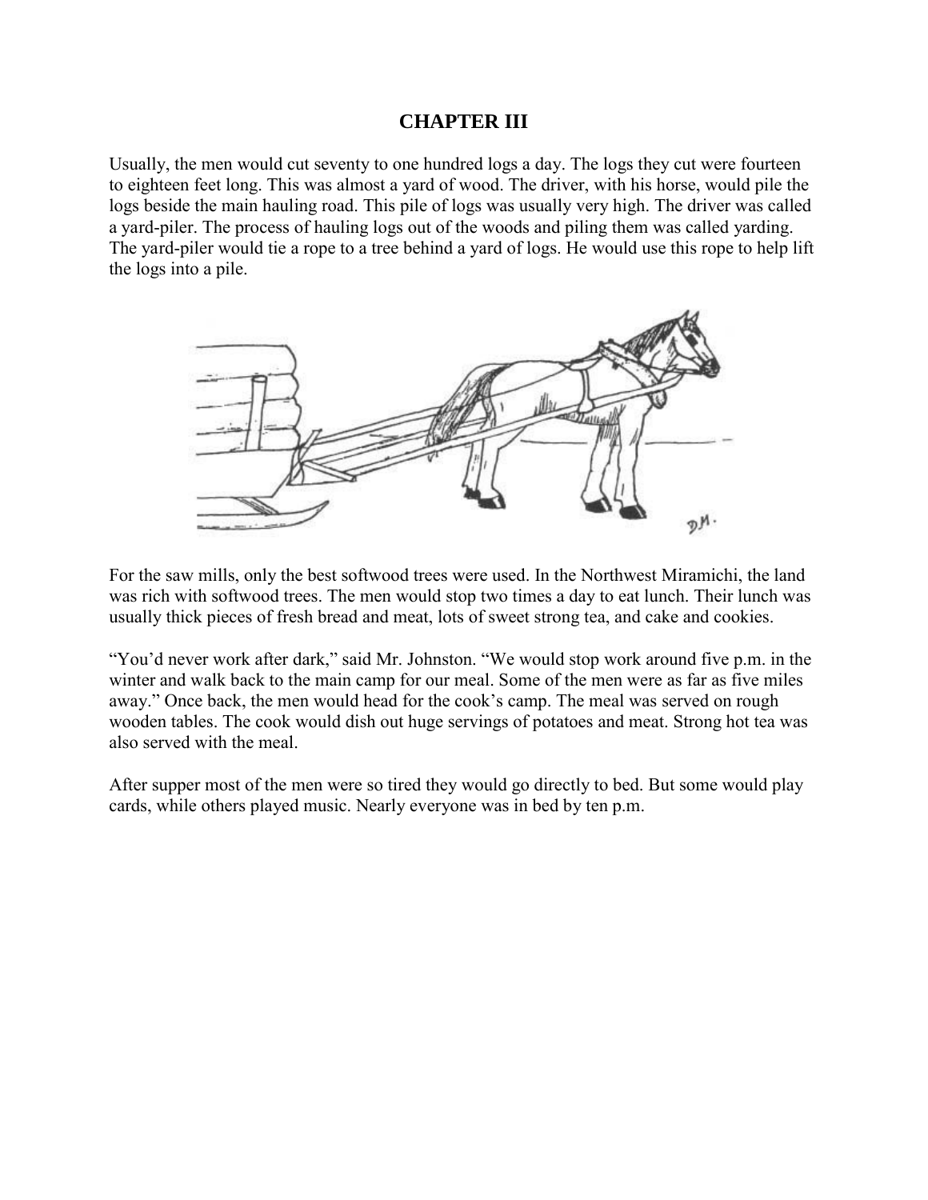# CHAPTER III

Usually, the men would cut seventy to one hundred logs a day. The logs they cut were fourteen to eighteen feet long. This was almost a yard of wood. The driver, with his horse, would pile the logs beside the main hauling road. This pile of logs was usually very high. The driver was called a yard-piler. The process of hauling logs out of the woods and piling them was called yarding. The yard-piler would tie a rope to a tree behind a yard of logs. He would use this rope to help lift the logs into a pile.

For the saw mills, only the best softwood trees were used. In the Northwest Miramichi, the land was rich with softwood trees. The men would stop two times a day to eat lunch. Their lunch was usually thick pieces of fresh bread and meat, lots of sweet strong tea, and cake and cookies.

"You'd never work after dark," said Mr. Johnston. "We would stop work around five p.m. in the winter and walk back to the main camp for our meal. Some of the men were as far as five miles away." Once back, the men would head for the cook's camp. The meal was served on rough wooden tables. The cook would dish out huge servings of potatoes and meat. Strong hot tea was also served with the meal.

After supper most of the men were so tired they would go directly to bed. But some would play cards, while others played music. Nearly everyone was in bed by ten p.m.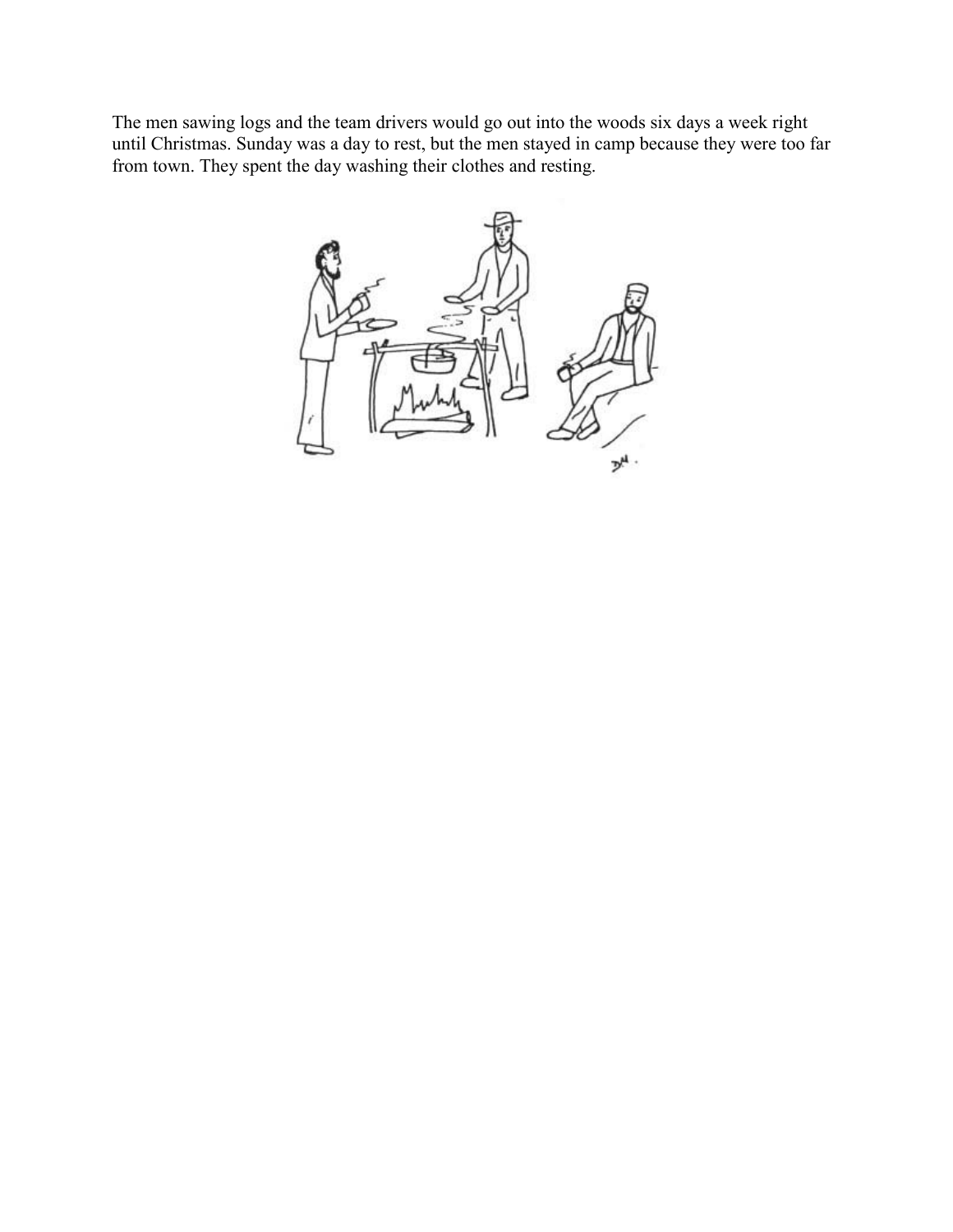The men sawing logs and the team drivers would go out into the woods six days a week right until Christmas. Sunday was a day to rest, but the men stayed in camp because they were too far from town. They spent the day washing their clothes and resting.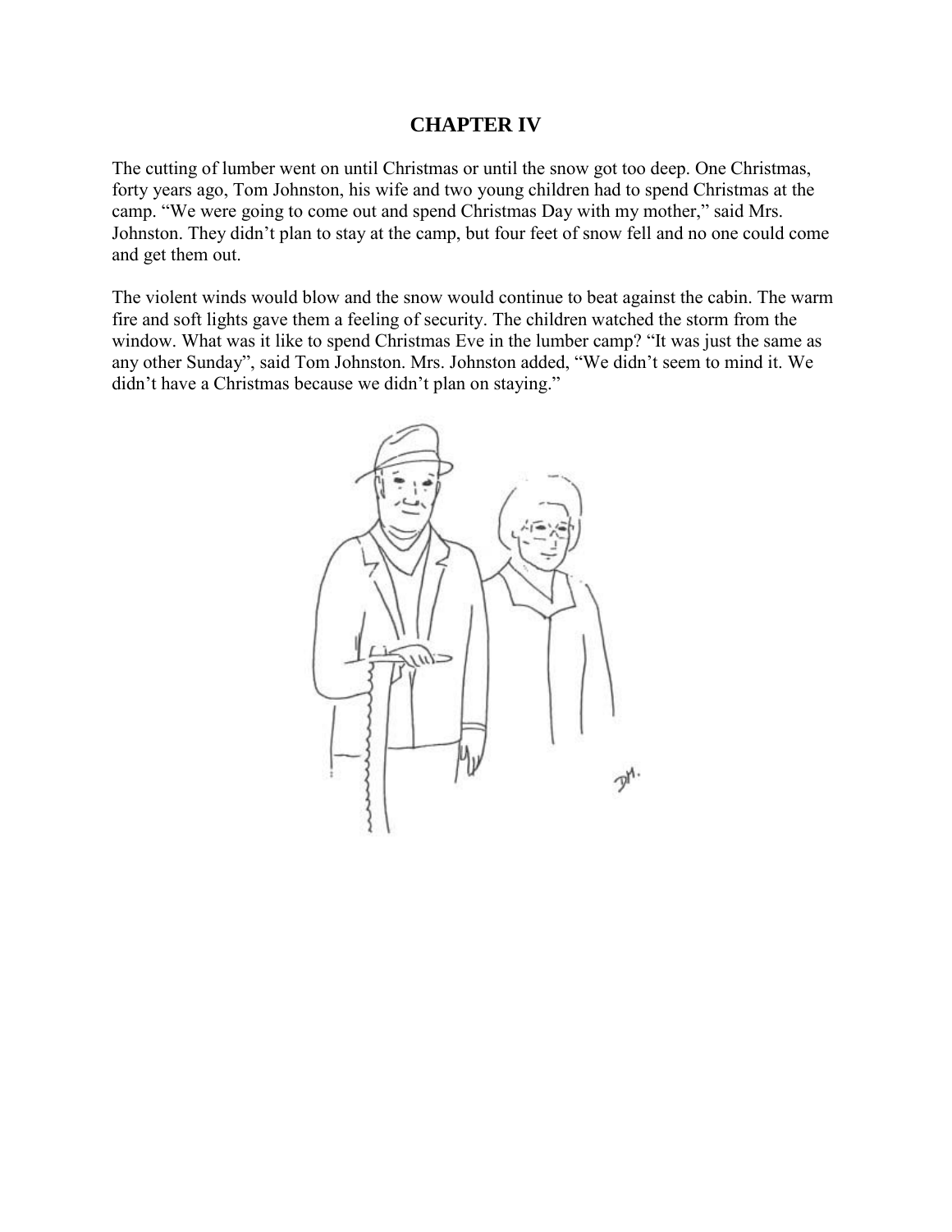# CHAPTER IV

The cutting of lumber went on until Christmas or until the snow got too deep. One Christmas, forty years ago, Tom Johnston, his wife and two young children had to spend Christmas at the camp. "We were going to come out and spend Christmas Day with my mother," said Mrs. Johnston. They didn't plan to stay at the camp, but four feet of snow fell and no one could come and get them out.

The violent winds would blow and the snow would continue to beat against the cabin. The warm fire and soft lights gave them a feeling of security. The children watched the storm from the window. What was it like to spend Christmas Eve in the lumber camp? "It was just the same as any other Sunday", said Tom Johnston. Mrs. Johnston added, "We didn't seem to mind it. We didn't have a Christmas because we didn't plan on staying."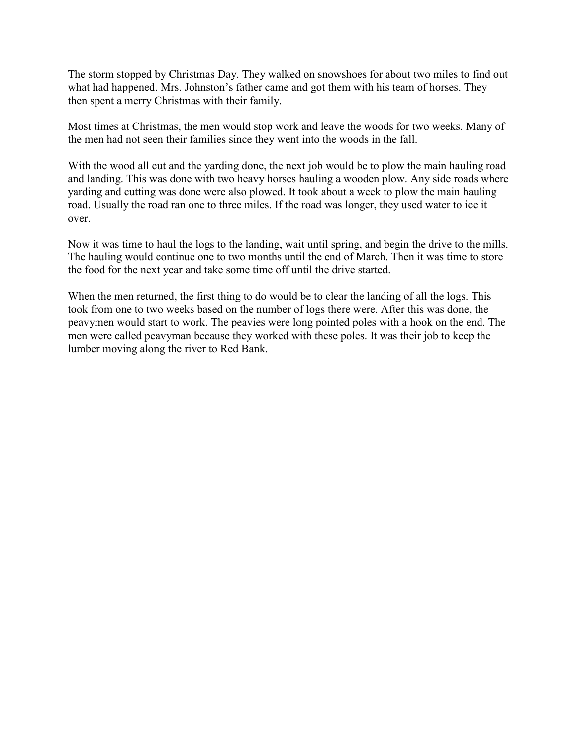The storm stopped by Christmas Day. They walked on snowshoes for about two miles to find out what had happened. Mrs. Johnston's father came and got them with his team of horses. They then spent a merry Christmas with their family.

Most times at Christmas, the men would stop work and leave the woods for two weeks. Many of the men had not seen their families since they went into the woods in the fall.

With the wood all cut and the yarding done, the next job would be to plow the main hauling road and landing. This was done with two heavy horses hauling a wooden plow. Any side roads where yarding and cutting was done were also plowed. It took about a week to plow the main hauling road. Usually the road ran one to three miles. If the road was longer, they used water to ice it over.

Now it was time to haul the logs to the landing, wait until spring, and begin the drive to the mills. The hauling would continue one to two months until the end of March. Then it was time to store the food for the next year and take some time off until the drive started.

When the men returned, the first thing to do would be to clear the landing of all the logs. This took from one to two weeks based on the number of logs there were. After this was done, the peavymen would start to work. The peavies were long pointed poles with a hook on the end. The men were called peavyman because they worked with these poles. It was their job to keep the lumber moving along the river to Red Bank.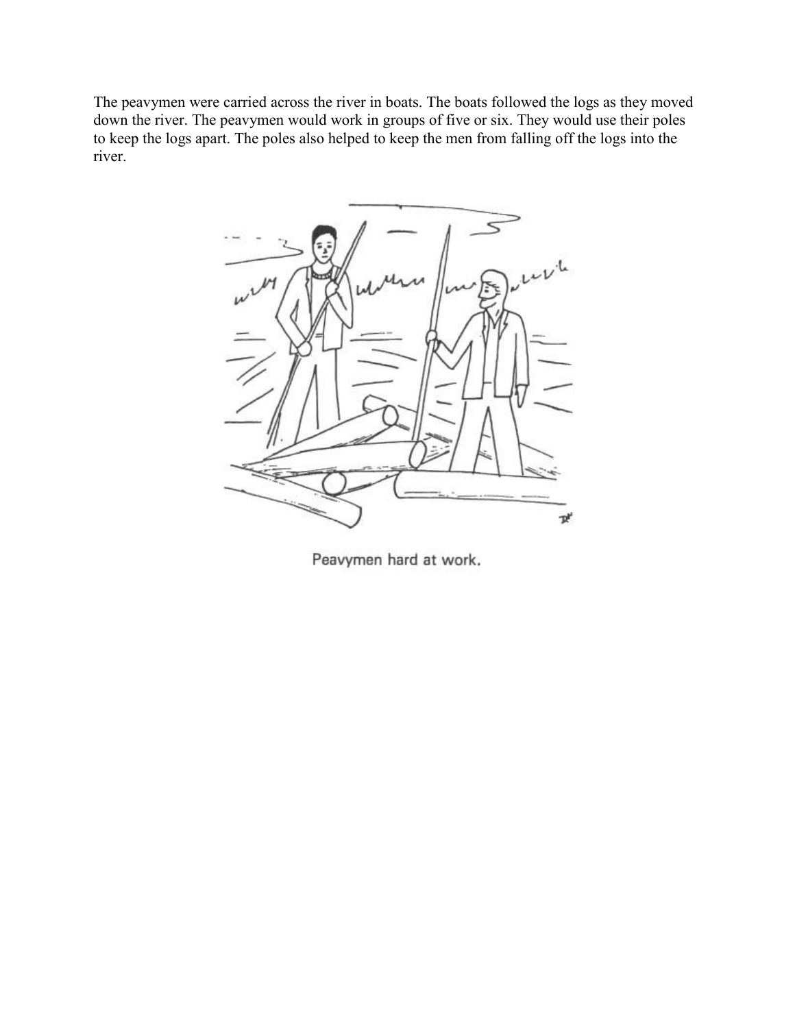The peavymen were carried across the river in boats. The boats followed the logs as they moved down the river. The peavymen would work in groups of five or six. They would use their poles to keep the logs apart. The poles also helped to keep the men from falling off the logs into the river.

Peavymen hard at work.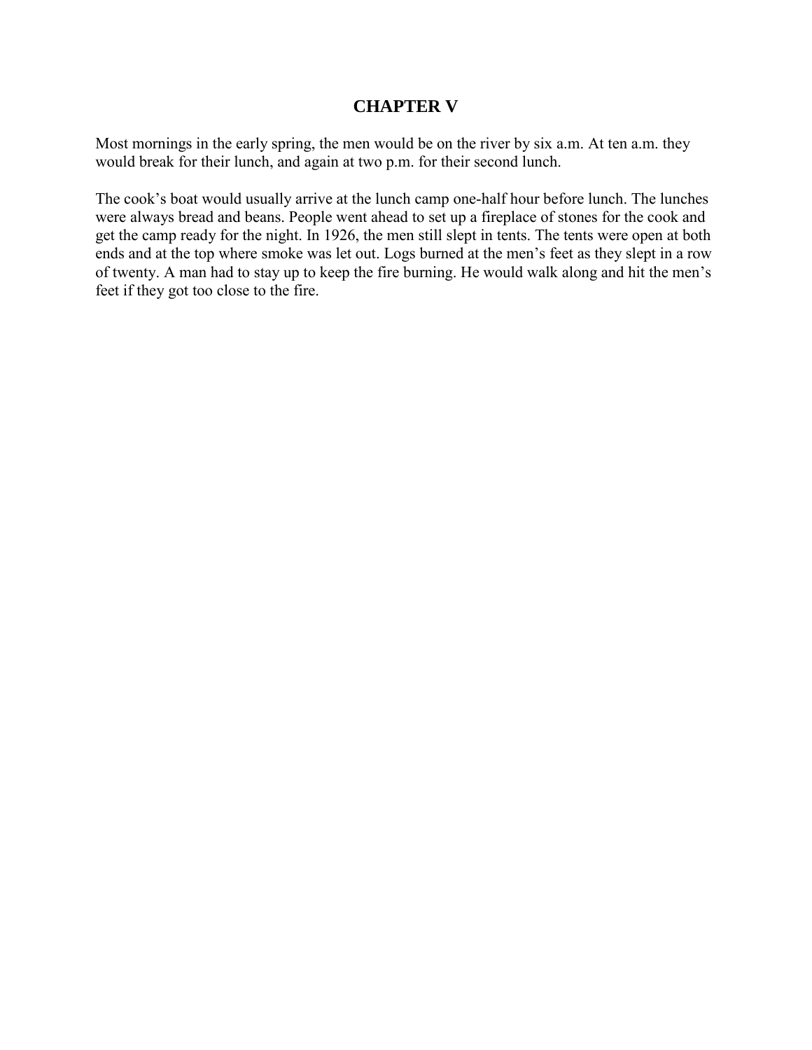# CHAPTER V

Most mornings in the early spring, the men would be on the river by six a.m. At ten a.m. they would break for their lunch, and again at two p.m. for their second lunch.

The cook's boat would usually arrive at the lunch camp one-half hour before lunch. The lunches were always bread and beans. People went ahead to set up a fireplace of stones for the cook and get the camp ready for the night. In 1926, the men still slept in tents. The tents were open at both ends and at the top where smoke was let out. Logs burned at the men's feet as they slept in a row of twenty. A man had to stay up to keep the fire burning. He would walk along and hit the men's feet if they got too close to the fire.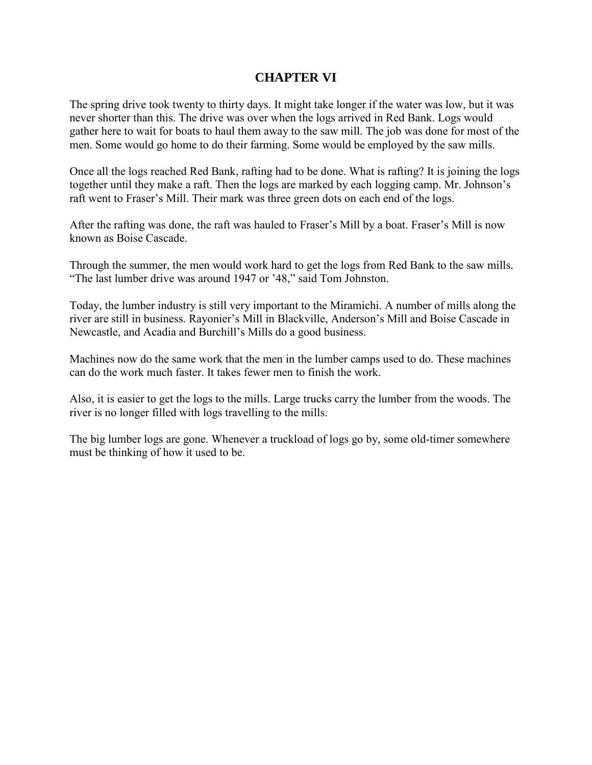# CHAPTER VI

The spring drive took twenty to thirty days. It might take longer if the water was low, but it was never shorter than this. The drive was over when the logs arrived in Red Bank. Logs would gather here to wait for boats to haul them away to the saw mill. The job was done for most of the men. Some would go home to do their farming. Some would be employed by the saw mills.

Once all the logs reached Red Bank, rafting had to be done. What is rafting? It is joining the logs together until they make a raft. Then the logs are marked by each logging camp. Mr. Johnson's raft went to Fraser's Mill. Their mark was three green dots on each end of the logs.

After the rafting was done, the raft was hauled to Fraser's Mill by a boat. Fraser's Mill is now known as Boise Cascade.

Through the summer, the men would work hard to get the logs from Red Bank to the saw mills. "The last lumber drive was around 1947 or '48," said Tom Johnston.

Today, the lumber industry is still very important to the Miramichi. A number of mills along the river are still in business. Rayonier's Mill in Blackville, Anderson's Mill and Boise Cascade in Newcastle, and Acadia and Burchill's Mills do a good business.

Machines now do the same work that the men in the lumber camps used to do. These machines can do the work much faster. It takes fewer men to finish the work.

Also, it is easier to get the logs to the mills. Large trucks carry the lumber from the woods. The river is no longer filled with logs travelling to the mills.

The big lumber logs are gone. Whenever a truckload of logs go by, some old-timer somewhere must be thinking of how it used to be.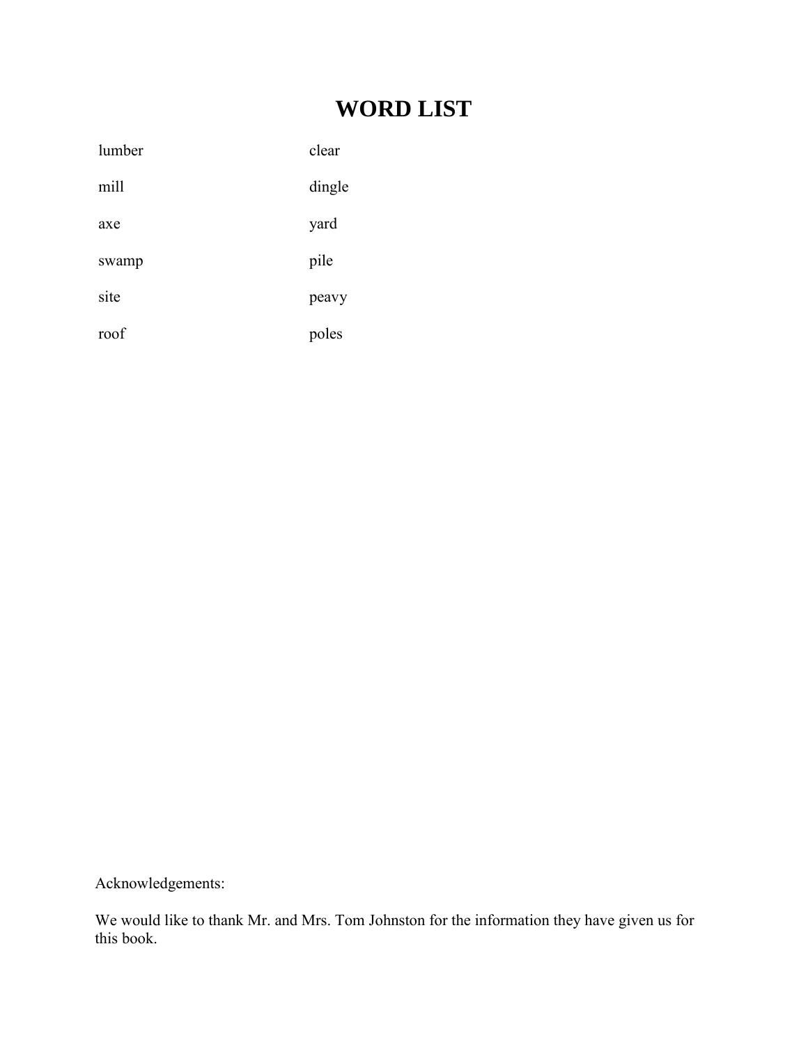# WORD LIST

| | |
|---|---|
| lumber | clear |
| mill | dingle |
| axe | yard |
| swamp | pile |
| site | peavy |
| roof | poles |

Acknowledgements:

We would like to thank Mr. and Mrs. Tom Johnston for the information they have given us for this book.